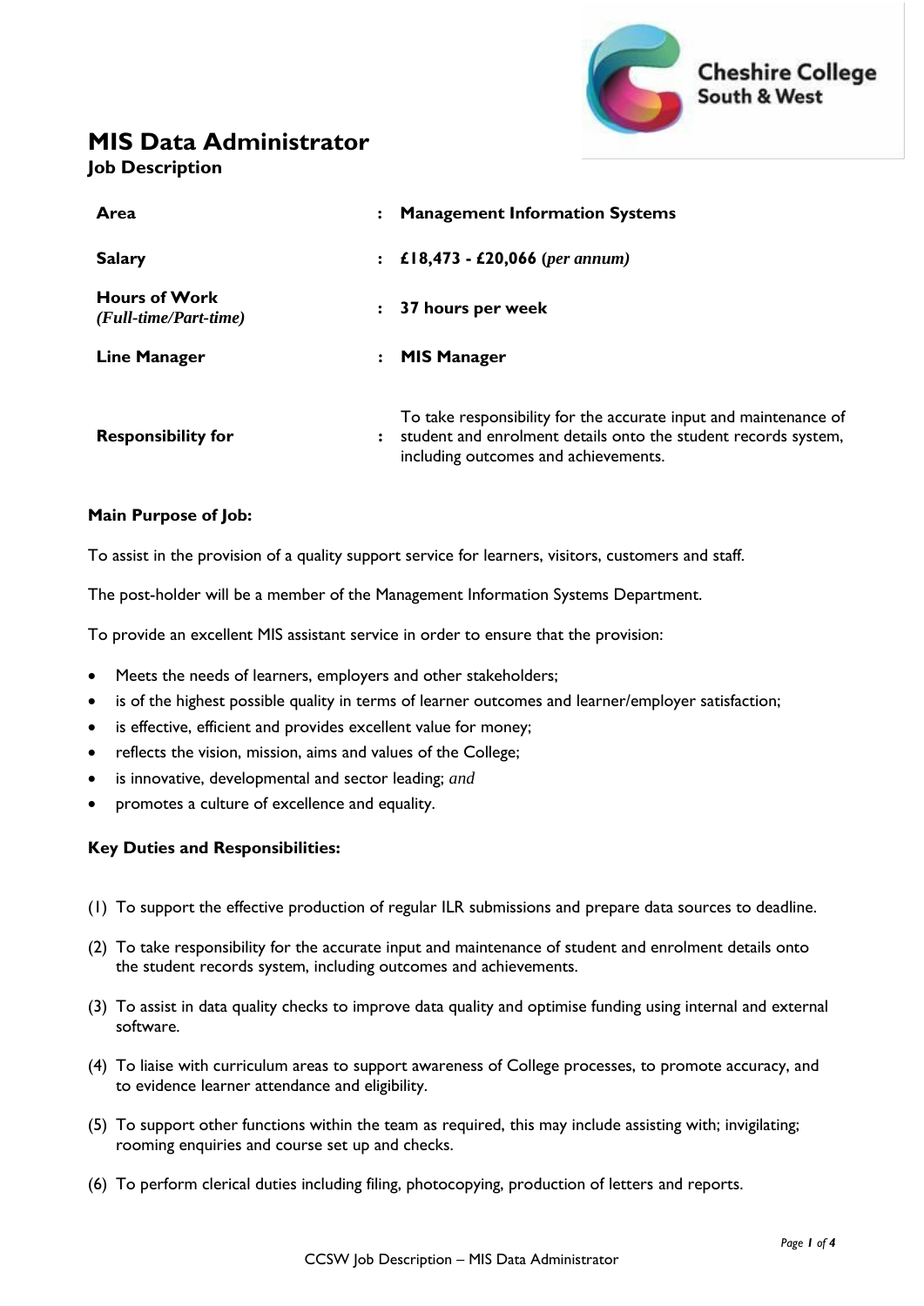# MIS Data Administrator

## Job Description

| | | |
|---|---|---|
| **Area** | : | **Management Information Systems** |
| **Salary** | : | **£18,473 - £20,066 (*per annum)*** |
| **Hours of Work** *(Full-time/Part-time)* | : | **37 hours per week** |
| **Line Manager** | : | **MIS Manager** |
| **Responsibility for** | : | To take responsibility for the accurate input and maintenance of student and enrolment details onto the student records system, including outcomes and achievements. |

**Main Purpose of Job:**

To assist in the provision of a quality support service for learners, visitors, customers and staff.

The post-holder will be a member of the Management Information Systems Department.

To provide an excellent MIS assistant service in order to ensure that the provision:

- Meets the needs of learners, employers and other stakeholders;
- is of the highest possible quality in terms of learner outcomes and learner/employer satisfaction;
- is effective, efficient and provides excellent value for money;
- reflects the vision, mission, aims and values of the College;
- is innovative, developmental and sector leading; *and*
- promotes a culture of excellence and equality.

**Key Duties and Responsibilities:**

(1) To support the effective production of regular ILR submissions and prepare data sources to deadline.

(2) To take responsibility for the accurate input and maintenance of student and enrolment details onto the student records system, including outcomes and achievements.

(3) To assist in data quality checks to improve data quality and optimise funding using internal and external software.

(4) To liaise with curriculum areas to support awareness of College processes, to promote accuracy, and to evidence learner attendance and eligibility.

(5) To support other functions within the team as required, this may include assisting with; invigilating; rooming enquiries and course set up and checks.

(6) To perform clerical duties including filing, photocopying, production of letters and reports.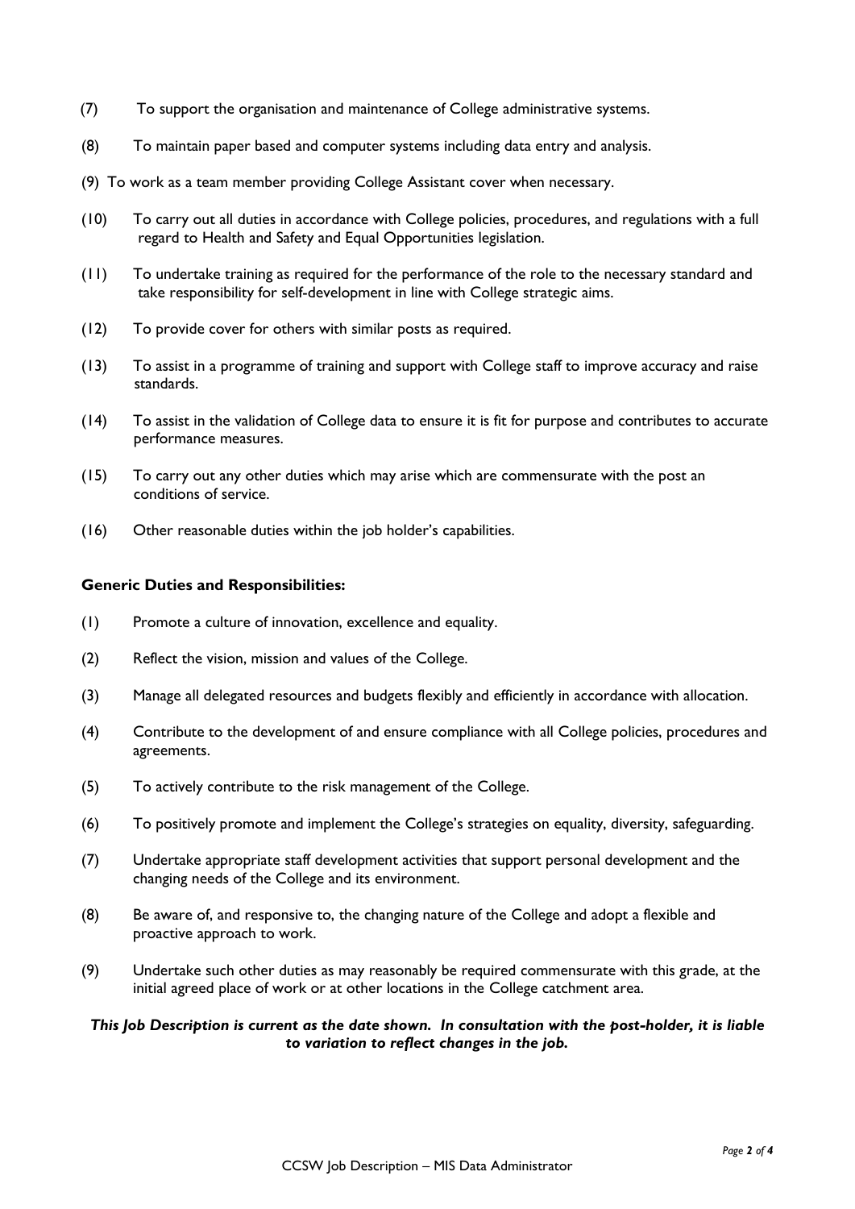(7) To support the organisation and maintenance of College administrative systems.

(8) To maintain paper based and computer systems including data entry and analysis.

(9) To work as a team member providing College Assistant cover when necessary.

(10) To carry out all duties in accordance with College policies, procedures, and regulations with a full regard to Health and Safety and Equal Opportunities legislation.

(11) To undertake training as required for the performance of the role to the necessary standard and take responsibility for self-development in line with College strategic aims.

(12) To provide cover for others with similar posts as required.

(13) To assist in a programme of training and support with College staff to improve accuracy and raise standards.

(14) To assist in the validation of College data to ensure it is fit for purpose and contributes to accurate performance measures.

(15) To carry out any other duties which may arise which are commensurate with the post an conditions of service.

(16) Other reasonable duties within the job holder's capabilities.

**Generic Duties and Responsibilities:**

(1) Promote a culture of innovation, excellence and equality.

(2) Reflect the vision, mission and values of the College.

(3) Manage all delegated resources and budgets flexibly and efficiently in accordance with allocation.

(4) Contribute to the development of and ensure compliance with all College policies, procedures and agreements.

(5) To actively contribute to the risk management of the College.

(6) To positively promote and implement the College's strategies on equality, diversity, safeguarding.

(7) Undertake appropriate staff development activities that support personal development and the changing needs of the College and its environment.

(8) Be aware of, and responsive to, the changing nature of the College and adopt a flexible and proactive approach to work.

(9) Undertake such other duties as may reasonably be required commensurate with this grade, at the initial agreed place of work or at other locations in the College catchment area.

***This Job Description is current as the date shown. In consultation with the post-holder, it is liable to variation to reflect changes in the job.***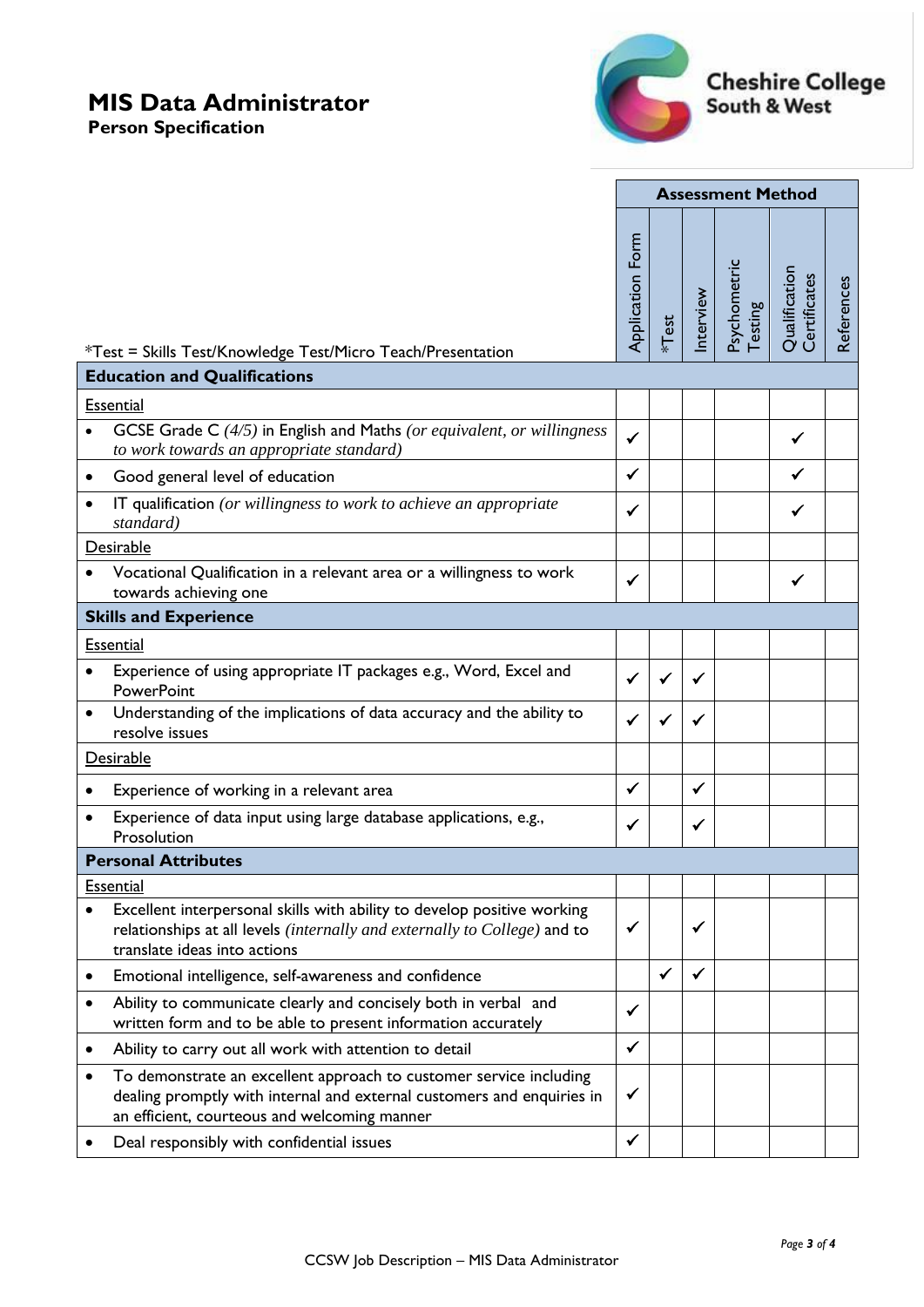# MIS Data Administrator

**Person Specification**

Cheshire College South & West

| *Test = Skills Test/Knowledge Test/Micro Teach/Presentation | Assessment Method | | | | | |
|---|---|---|---|---|---|---|
| | Application Form | *Test | Interview | Psychometric Testing | Qualification Certificates | References |
| **Education and Qualifications** | | | | | | |
| Essential | | | | | | |
| • GCSE Grade C *(4/5)* in English and Maths *(or equivalent, or willingness to work towards an appropriate standard)* | ✓ | | | | ✓ | |
| • Good general level of education | ✓ | | | | ✓ | |
| • IT qualification *(or willingness to work to achieve an appropriate standard)* | ✓ | | | | ✓ | |
| Desirable | | | | | | |
| • Vocational Qualification in a relevant area or a willingness to work towards achieving one | ✓ | | | | ✓ | |
| **Skills and Experience** | | | | | | |
| Essential | | | | | | |
| • Experience of using appropriate IT packages e.g., Word, Excel and PowerPoint | ✓ | ✓ | ✓ | | | |
| • Understanding of the implications of data accuracy and the ability to resolve issues | ✓ | ✓ | ✓ | | | |
| Desirable | | | | | | |
| • Experience of working in a relevant area | ✓ | | ✓ | | | |
| • Experience of data input using large database applications, e.g., Prosolution | ✓ | | ✓ | | | |
| **Personal Attributes** | | | | | | |
| Essential | | | | | | |
| • Excellent interpersonal skills with ability to develop positive working relationships at all levels *(internally and externally to College)* and to translate ideas into actions | ✓ | | ✓ | | | |
| • Emotional intelligence, self-awareness and confidence | | ✓ | ✓ | | | |
| • Ability to communicate clearly and concisely both in verbal and written form and to be able to present information accurately | ✓ | | | | | |
| • Ability to carry out all work with attention to detail | ✓ | | | | | |
| • To demonstrate an excellent approach to customer service including dealing promptly with internal and external customers and enquiries in an efficient, courteous and welcoming manner | ✓ | | | | | |
| • Deal responsibly with confidential issues | ✓ | | | | | |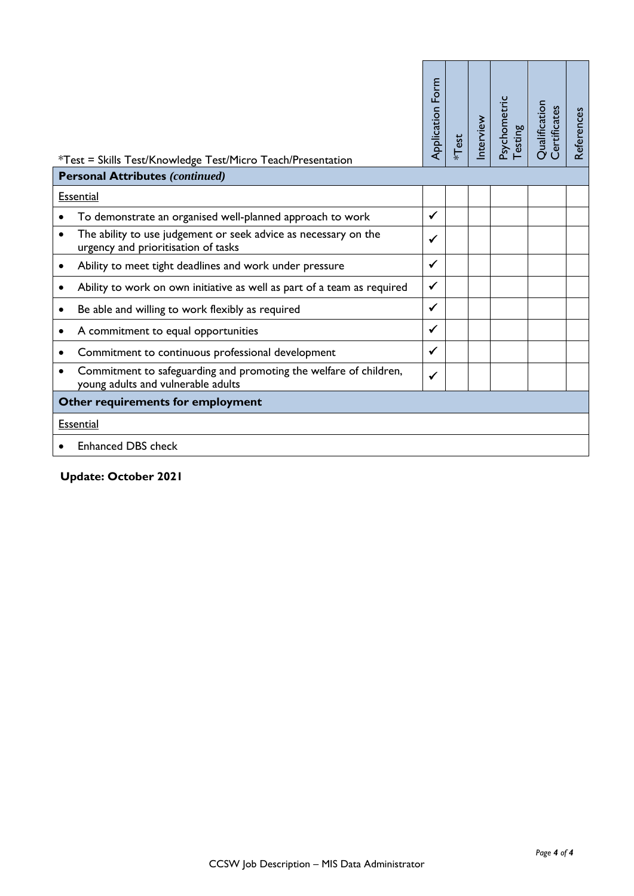| *Test = Skills Test/Knowledge Test/Micro Teach/Presentation | Application Form | *Test | Interview | Psychometric Testing | Qualification Certificates | References |
|---|---|---|---|---|---|---|
| **Personal Attributes *(continued)*** | | | | | | |
| Essential | | | | | | |
| • To demonstrate an organised well-planned approach to work | ✓ | | | | | |
| • The ability to use judgement or seek advice as necessary on the urgency and prioritisation of tasks | ✓ | | | | | |
| • Ability to meet tight deadlines and work under pressure | ✓ | | | | | |
| • Ability to work on own initiative as well as part of a team as required | ✓ | | | | | |
| • Be able and willing to work flexibly as required | ✓ | | | | | |
| • A commitment to equal opportunities | ✓ | | | | | |
| • Commitment to continuous professional development | ✓ | | | | | |
| • Commitment to safeguarding and promoting the welfare of children, young adults and vulnerable adults | ✓ | | | | | |
| **Other requirements for employment** | | | | | | |
| Essential | | | | | | |
| • Enhanced DBS check | | | | | | |

**Update: October 2021**

CCSW Job Description – MIS Data Administrator